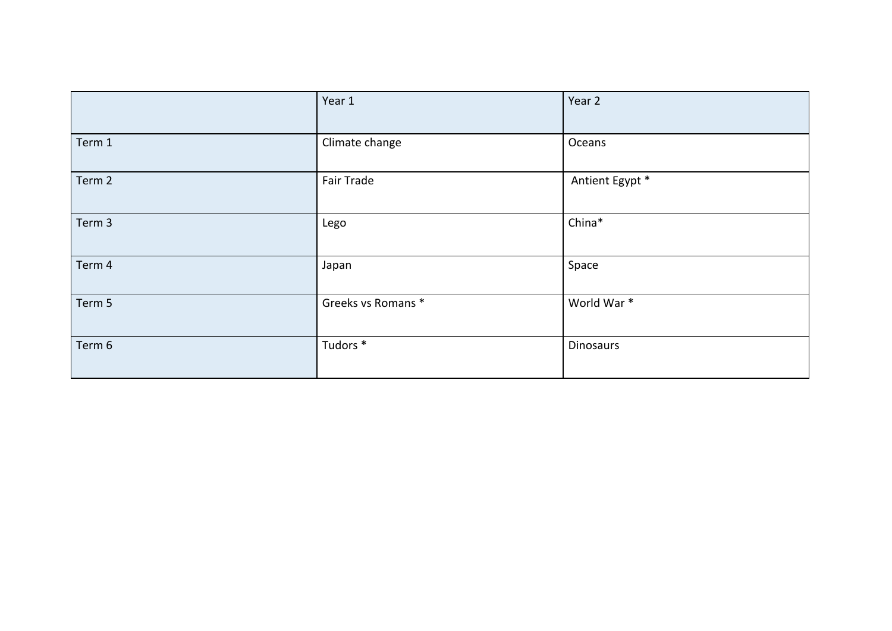| | Year 1 | Year 2 |
|---|---|---|
| Term 1 | Climate change | Oceans |
| Term 2 | Fair Trade | Antient Egypt * |
| Term 3 | Lego | China* |
| Term 4 | Japan | Space |
| Term 5 | Greeks vs Romans * | World War * |
| Term 6 | Tudors * | Dinosaurs |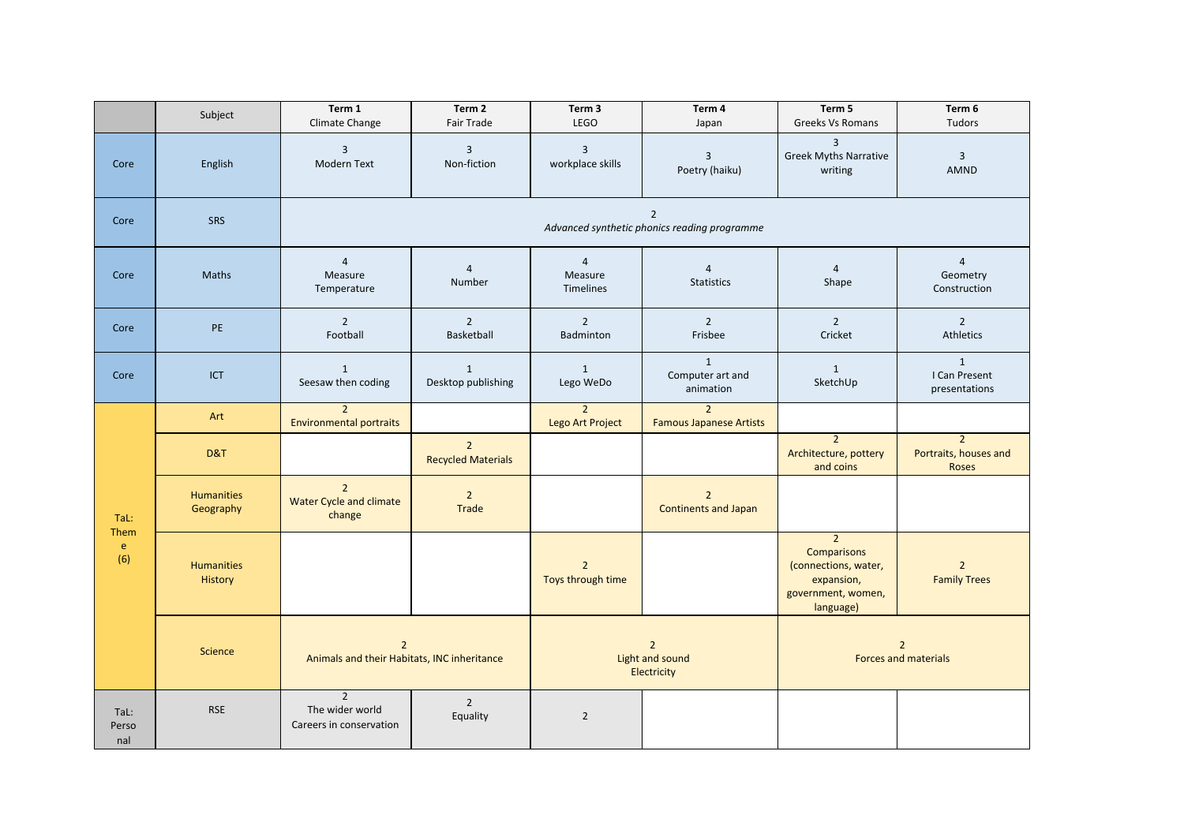| | Subject | Term 1<br>Climate Change | Term 2<br>Fair Trade | Term 3<br>LEGO | Term 4<br>Japan | Term 5<br>Greeks Vs Romans | Term 6<br>Tudors |
|---|---|---|---|---|---|---|---|
| Core | English | 3<br>Modern Text | 3<br>Non-fiction | 3<br>workplace skills | 3<br>Poetry (haiku) | 3<br>Greek Myths Narrative writing | 3<br>AMND |
| Core | SRS | 2<br>*Advanced synthetic phonics reading programme* | | | | | |
| Core | Maths | 4<br>Measure<br>Temperature | 4<br>Number | 4<br>Measure<br>Timelines | 4<br>Statistics | 4<br>Shape | 4<br>Geometry<br>Construction |
| Core | PE | 2<br>Football | 2<br>Basketball | 2<br>Badminton | 2<br>Frisbee | 2<br>Cricket | 2<br>Athletics |
| Core | ICT | 1<br>Seesaw then coding | 1<br>Desktop publishing | 1<br>Lego WeDo | 1<br>Computer art and animation | 1<br>SketchUp | 1<br>I Can Present presentations |
| TaL: Theme (6) | Art | 2<br>Environmental portraits | | 2<br>Lego Art Project | 2<br>Famous Japanese Artists | | |
| | D&T | | 2<br>Recycled Materials | | | 2<br>Architecture, pottery and coins | 2<br>Portraits, houses and Roses |
| | Humanities Geography | 2<br>Water Cycle and climate change | 2<br>Trade | | 2<br>Continents and Japan | | |
| | Humanities History | | | 2<br>Toys through time | | 2<br>Comparisons (connections, water, expansion, government, women, language) | 2<br>Family Trees |
| | Science | 2<br>Animals and their Habitats, INC inheritance | | 2<br>Light and sound<br>Electricity | | 2<br>Forces and materials | |
| TaL: Personal | RSE | 2<br>The wider world<br>Careers in conservation | 2<br>Equality | 2 | | | |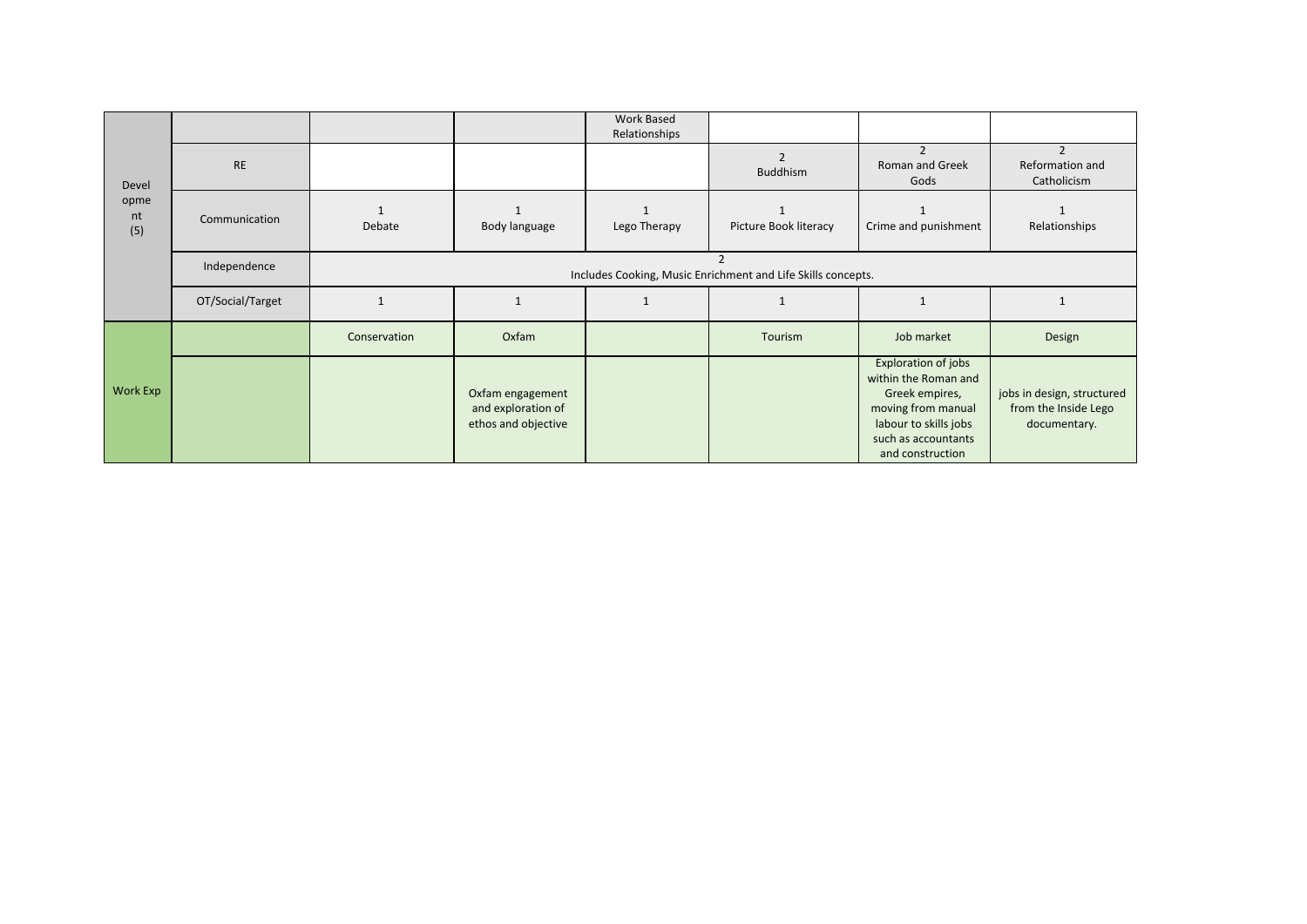| | | | | | | | |
|---|---|---|---|---|---|---|---|
| Development (5) | | | | Work Based Relationships | | | |
| | RE | | | | 2 Buddhism | 2 Roman and Greek Gods | 2 Reformation and Catholicism |
| | Communication | 1 Debate | 1 Body language | 1 Lego Therapy | 1 Picture Book literacy | 1 Crime and punishment | 1 Relationships |
| | Independence | 2 Includes Cooking, Music Enrichment and Life Skills concepts. | | | | | |
| | OT/Social/Target | 1 | 1 | 1 | 1 | 1 | 1 |
| Work Exp | | Conservation | Oxfam | | Tourism | Job market | Design |
| | | | Oxfam engagement and exploration of ethos and objective | | | Exploration of jobs within the Roman and Greek empires, moving from manual labour to skills jobs such as accountants and construction | jobs in design, structured from the Inside Lego documentary. |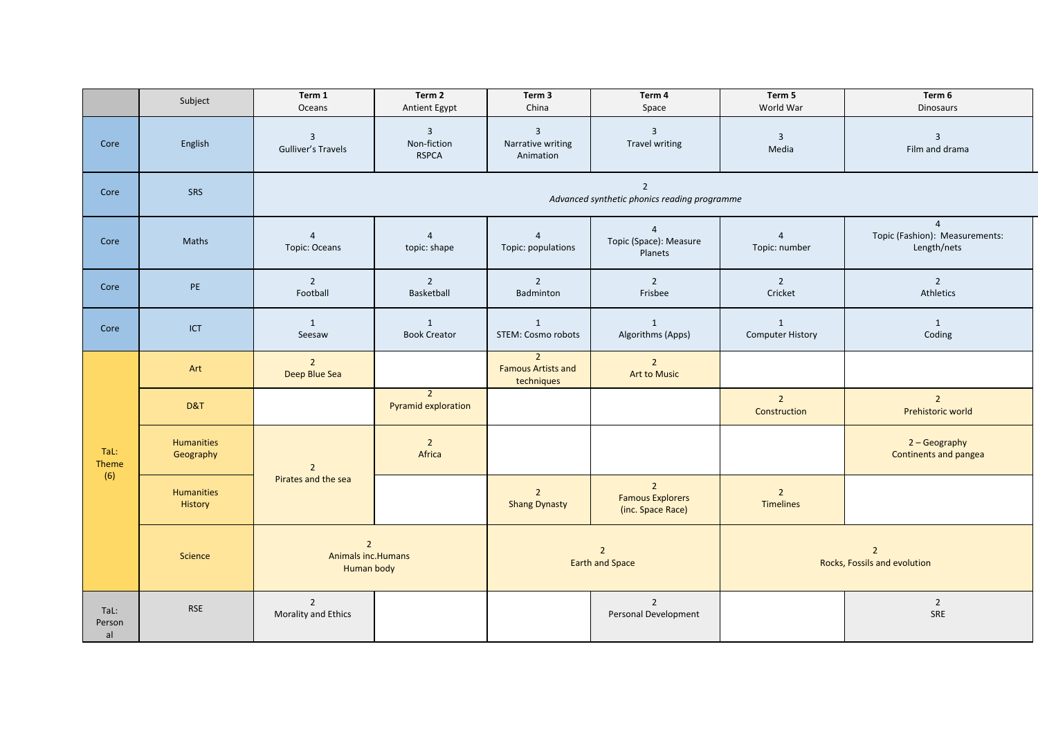| | Subject | Term 1 Oceans | Term 2 Antient Egypt | Term 3 China | Term 4 Space | Term 5 World War | Term 6 Dinosaurs |
|---|---|---|---|---|---|---|---|
| Core | English | 3 Gulliver's Travels | 3 Non-fiction RSPCA | 3 Narrative writing Animation | 3 Travel writing | 3 Media | 3 Film and drama |
| Core | SRS | 2 *Advanced synthetic phonics reading programme* | | | | | |
| Core | Maths | 4 Topic: Oceans | 4 topic: shape | 4 Topic: populations | 4 Topic (Space): Measure Planets | 4 Topic: number | 4 Topic (Fashion): Measurements: Length/nets |
| Core | PE | 2 Football | 2 Basketball | 2 Badminton | 2 Frisbee | 2 Cricket | 2 Athletics |
| Core | ICT | 1 Seesaw | 1 Book Creator | 1 STEM: Cosmo robots | 1 Algorithms (Apps) | 1 Computer History | 1 Coding |
| TaL: Theme (6) | Art | 2 Deep Blue Sea | | 2 Famous Artists and techniques | 2 Art to Music | | |
| | D&T | | 2 Pyramid exploration | | | 2 Construction | 2 Prehistoric world |
| | Humanities Geography | 2 Pirates and the sea | 2 Africa | | | | 2 – Geography Continents and pangea |
| | Humanities History | | | 2 Shang Dynasty | 2 Famous Explorers (inc. Space Race) | 2 Timelines | |
| | Science | 2 Animals inc.Humans Human body | | 2 Earth and Space | | 2 Rocks, Fossils and evolution | |
| TaL: Personal | RSE | 2 Morality and Ethics | | | 2 Personal Development | | 2 SRE |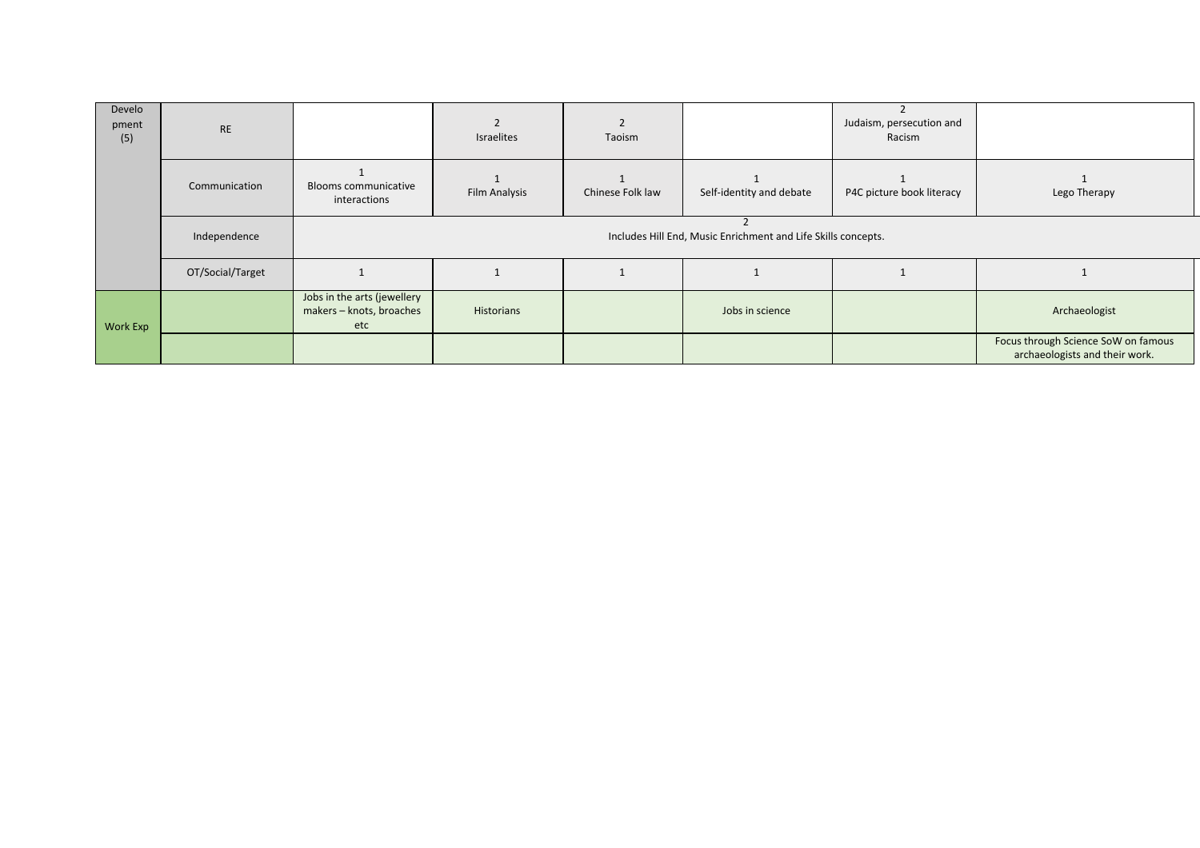| | | | | | | | |
|---|---|---|---|---|---|---|---|
| Develo pment (5) | RE | | 2 Israelites | 2 Taoism | | 2 Judaism, persecution and Racism | |
| | Communication | 1 Blooms communicative interactions | 1 Film Analysis | 1 Chinese Folk law | 1 Self-identity and debate | 1 P4C picture book literacy | 1 Lego Therapy |
| | Independence | 2 Includes Hill End, Music Enrichment and Life Skills concepts. | | | | | |
| | OT/Social/Target | 1 | 1 | 1 | 1 | 1 | 1 |
| Work Exp | | Jobs in the arts (jewellery makers – knots, broaches etc | Historians | | Jobs in science | | Archaeologist |
| | | | | | | | Focus through Science SoW on famous archaeologists and their work. |